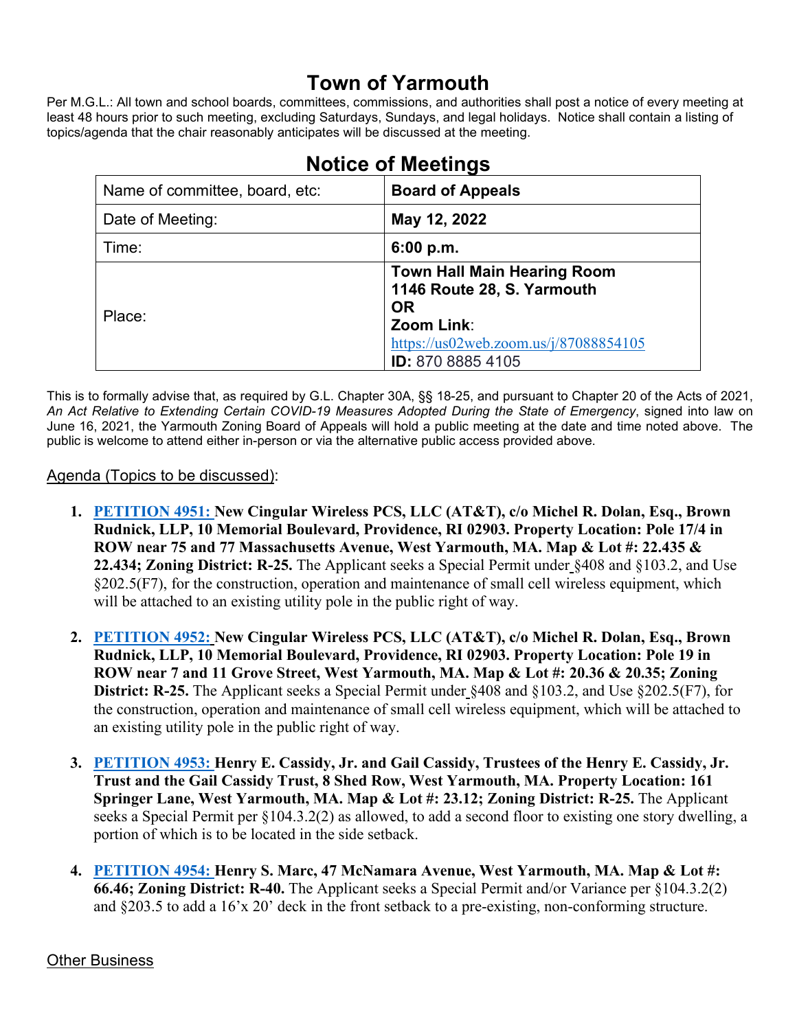# Town of Yarmouth

Per M.G.L.: All town and school boards, committees, commissions, and authorities shall post a notice of every meeting at least 48 hours prior to such meeting, excluding Saturdays, Sundays, and legal holidays. Notice shall contain a listing of topics/agenda that the chair reasonably anticipates will be discussed at the meeting.

## Notice of Meetings

| Name of committee, board, etc: | **Board of Appeals** |
|---|---|
| Date of Meeting: | **May 12, 2022** |
| Time: | **6:00 p.m.** |
| Place: | **Town Hall Main Hearing Room**<br>**1146 Route 28, S. Yarmouth**<br>**OR**<br>**Zoom Link**:<br>https://us02web.zoom.us/j/87088854105<br>**ID:** 870 8885 4105 |

This is to formally advise that, as required by G.L. Chapter 30A, §§ 18-25, and pursuant to Chapter 20 of the Acts of 2021, *An Act Relative to Extending Certain COVID-19 Measures Adopted During the State of Emergency*, signed into law on June 16, 2021, the Yarmouth Zoning Board of Appeals will hold a public meeting at the date and time noted above. The public is welcome to attend either in-person or via the alternative public access provided above.

Agenda (Topics to be discussed):

1. **PETITION 4951: New Cingular Wireless PCS, LLC (AT&T), c/o Michel R. Dolan, Esq., Brown Rudnick, LLP, 10 Memorial Boulevard, Providence, RI 02903. Property Location: Pole 17/4 in ROW near 75 and 77 Massachusetts Avenue, West Yarmouth, MA. Map & Lot #: 22.435 & 22.434; Zoning District: R-25.** The Applicant seeks a Special Permit under §408 and §103.2, and Use §202.5(F7), for the construction, operation and maintenance of small cell wireless equipment, which will be attached to an existing utility pole in the public right of way.

2. **PETITION 4952: New Cingular Wireless PCS, LLC (AT&T), c/o Michel R. Dolan, Esq., Brown Rudnick, LLP, 10 Memorial Boulevard, Providence, RI 02903. Property Location: Pole 19 in ROW near 7 and 11 Grove Street, West Yarmouth, MA. Map & Lot #: 20.36 & 20.35; Zoning District: R-25.** The Applicant seeks a Special Permit under §408 and §103.2, and Use §202.5(F7), for the construction, operation and maintenance of small cell wireless equipment, which will be attached to an existing utility pole in the public right of way.

3. **PETITION 4953: Henry E. Cassidy, Jr. and Gail Cassidy, Trustees of the Henry E. Cassidy, Jr. Trust and the Gail Cassidy Trust, 8 Shed Row, West Yarmouth, MA. Property Location: 161 Springer Lane, West Yarmouth, MA. Map & Lot #: 23.12; Zoning District: R-25.** The Applicant seeks a Special Permit per §104.3.2(2) as allowed, to add a second floor to existing one story dwelling, a portion of which is to be located in the side setback.

4. **PETITION 4954: Henry S. Marc, 47 McNamara Avenue, West Yarmouth, MA. Map & Lot #: 66.46; Zoning District: R-40.** The Applicant seeks a Special Permit and/or Variance per §104.3.2(2) and §203.5 to add a 16'x 20' deck in the front setback to a pre-existing, non-conforming structure.

Other Business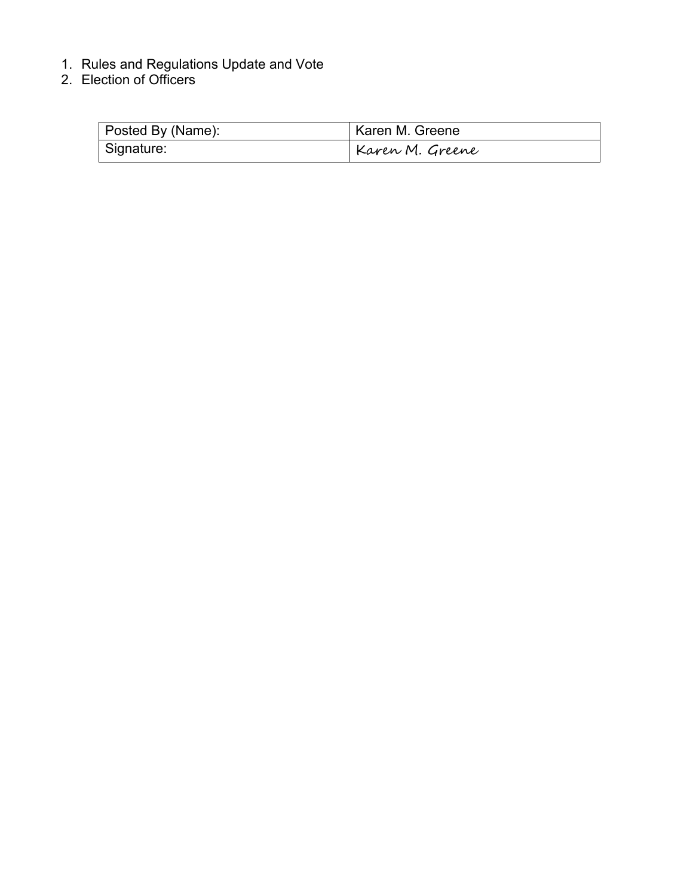1. Rules and Regulations Update and Vote
2. Election of Officers

| Posted By (Name): | Karen M. Greene |
| --- | --- |
| Signature: | Karen M. Greene |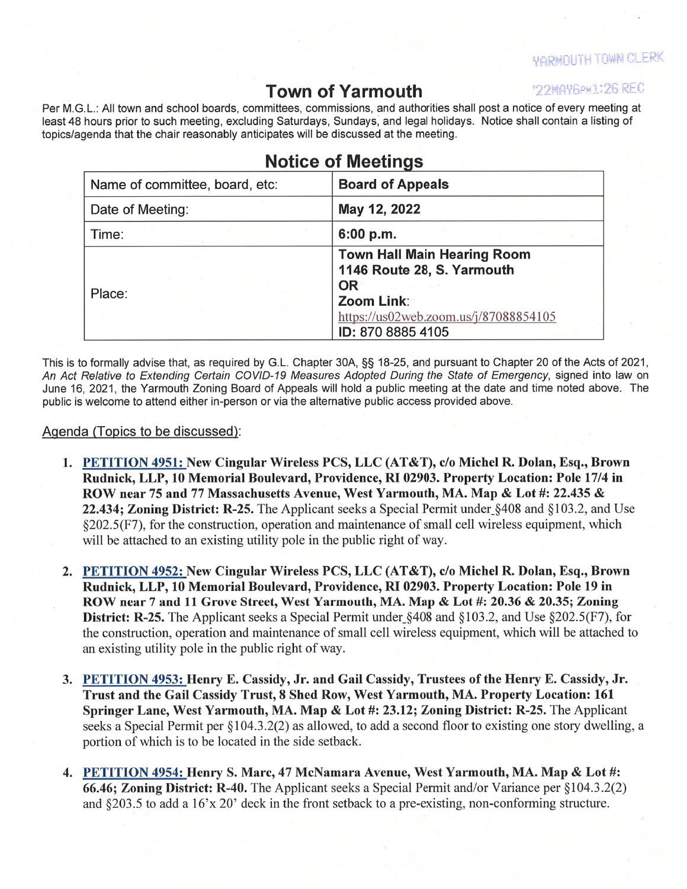YARMOUTH TOWN CLERK

'22MAY6PM1:26 REC

# Town of Yarmouth

Per M.G.L.: All town and school boards, committees, commissions, and authorities shall post a notice of every meeting at least 48 hours prior to such meeting, excluding Saturdays, Sundays, and legal holidays. Notice shall contain a listing of topics/agenda that the chair reasonably anticipates will be discussed at the meeting.

## Notice of Meetings

| Name of committee, board, etc: | **Board of Appeals** |
|---|---|
| Date of Meeting: | **May 12, 2022** |
| Time: | **6:00 p.m.** |
| Place: | **Town Hall Main Hearing Room**<br>**1146 Route 28, S. Yarmouth**<br>**OR**<br>**Zoom Link**:<br>https://us02web.zoom.us/j/87088854105<br>**ID: 870 8885 4105** |

This is to formally advise that, as required by G.L. Chapter 30A, §§ 18-25, and pursuant to Chapter 20 of the Acts of 2021, *An Act Relative to Extending Certain COVID-19 Measures Adopted During the State of Emergency*, signed into law on June 16, 2021, the Yarmouth Zoning Board of Appeals will hold a public meeting at the date and time noted above. The public is welcome to attend either in-person or via the alternative public access provided above.

Agenda (Topics to be discussed):

1. **PETITION 4951: New Cingular Wireless PCS, LLC (AT&T), c/o Michel R. Dolan, Esq., Brown Rudnick, LLP, 10 Memorial Boulevard, Providence, RI 02903. Property Location: Pole 17/4 in ROW near 75 and 77 Massachusetts Avenue, West Yarmouth, MA. Map & Lot #: 22.435 & 22.434; Zoning District: R-25.** The Applicant seeks a Special Permit under §408 and §103.2, and Use §202.5(F7), for the construction, operation and maintenance of small cell wireless equipment, which will be attached to an existing utility pole in the public right of way.

2. **PETITION 4952: New Cingular Wireless PCS, LLC (AT&T), c/o Michel R. Dolan, Esq., Brown Rudnick, LLP, 10 Memorial Boulevard, Providence, RI 02903. Property Location: Pole 19 in ROW near 7 and 11 Grove Street, West Yarmouth, MA. Map & Lot #: 20.36 & 20.35; Zoning District: R-25.** The Applicant seeks a Special Permit under §408 and §103.2, and Use §202.5(F7), for the construction, operation and maintenance of small cell wireless equipment, which will be attached to an existing utility pole in the public right of way.

3. **PETITION 4953: Henry E. Cassidy, Jr. and Gail Cassidy, Trustees of the Henry E. Cassidy, Jr. Trust and the Gail Cassidy Trust, 8 Shed Row, West Yarmouth, MA. Property Location: 161 Springer Lane, West Yarmouth, MA. Map & Lot #: 23.12; Zoning District: R-25.** The Applicant seeks a Special Permit per §104.3.2(2) as allowed, to add a second floor to existing one story dwelling, a portion of which is to be located in the side setback.

4. **PETITION 4954: Henry S. Marc, 47 McNamara Avenue, West Yarmouth, MA. Map & Lot #: 66.46; Zoning District: R-40.** The Applicant seeks a Special Permit and/or Variance per §104.3.2(2) and §203.5 to add a 16'x 20' deck in the front setback to a pre-existing, non-conforming structure.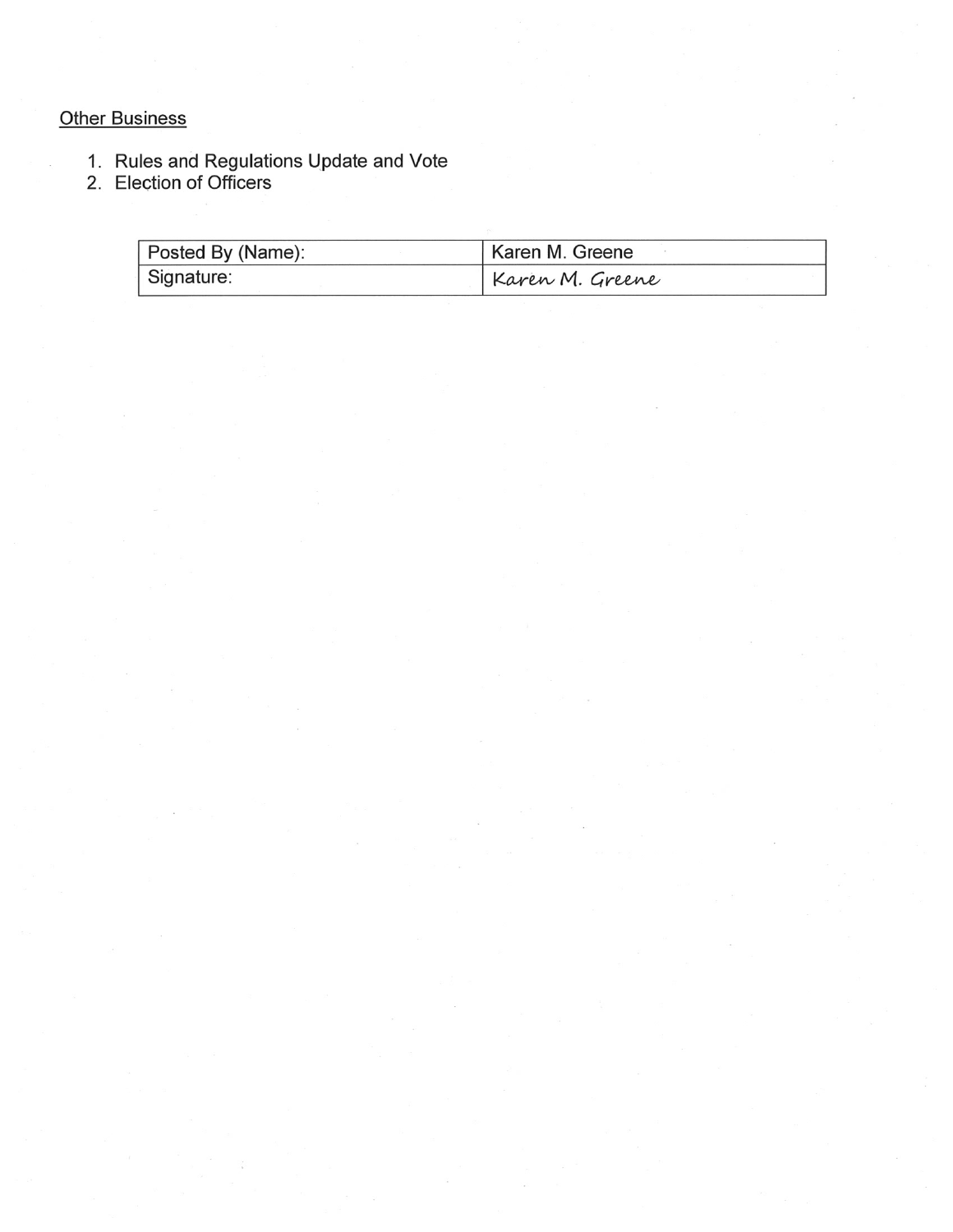<u>Other Business</u>

1. Rules and Regulations Update and Vote
2. Election of Officers

| | |
|---|---|
| Posted By (Name): | Karen M. Greene |
| Signature: | Karen M. Greene |